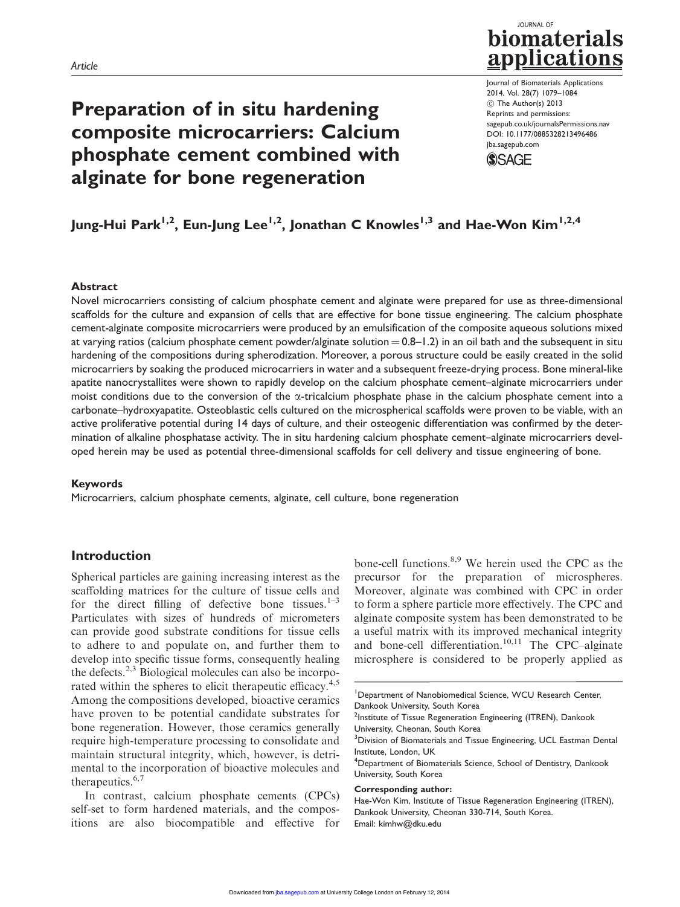Article

# Preparation of in situ hardening composite microcarriers: Calcium phosphate cement combined with alginate for bone regeneration

Jung-Hui Park[1,2], Eun-Jung Lee[1,2], Jonathan C Knowles[1,3] and Hae-Won Kim[1,2,4]

## Abstract

Novel microcarriers consisting of calcium phosphate cement and alginate were prepared for use as three-dimensional scaffolds for the culture and expansion of cells that are effective for bone tissue engineering. The calcium phosphate cement-alginate composite microcarriers were produced by an emulsification of the composite aqueous solutions mixed at varying ratios (calcium phosphate cement powder/alginate solution = 0.8–1.2) in an oil bath and the subsequent in situ hardening of the compositions during spherodization. Moreover, a porous structure could be easily created in the solid microcarriers by soaking the produced microcarriers in water and a subsequent freeze-drying process. Bone mineral-like apatite nanocrystallites were shown to rapidly develop on the calcium phosphate cement–alginate microcarriers under moist conditions due to the conversion of the $\alpha$-tricalcium phosphate phase in the calcium phosphate cement into a carbonate–hydroxyapatite. Osteoblastic cells cultured on the microspherical scaffolds were proven to be viable, with an active proliferative potential during 14 days of culture, and their osteogenic differentiation was confirmed by the determination of alkaline phosphatase activity. The in situ hardening calcium phosphate cement–alginate microcarriers developed herein may be used as potential three-dimensional scaffolds for cell delivery and tissue engineering of bone.

## Keywords

Microcarriers, calcium phosphate cements, alginate, cell culture, bone regeneration

## Introduction

Spherical particles are gaining increasing interest as the scaffolding matrices for the culture of tissue cells and for the direct filling of defective bone tissues.[1–3] Particulates with sizes of hundreds of micrometers can provide good substrate conditions for tissue cells to adhere to and populate on, and further them to develop into specific tissue forms, consequently healing the defects.[2,3] Biological molecules can also be incorporated within the spheres to elicit therapeutic efficacy.[4,5] Among the compositions developed, bioactive ceramics have proven to be potential candidate substrates for bone regeneration. However, those ceramics generally require high-temperature processing to consolidate and maintain structural integrity, which, however, is detrimental to the incorporation of bioactive molecules and therapeutics.[6,7]

In contrast, calcium phosphate cements (CPCs) self-set to form hardened materials, and the compositions are also biocompatible and effective for bone-cell functions.[8,9] We herein used the CPC as the precursor for the preparation of microspheres. Moreover, alginate was combined with CPC in order to form a sphere particle more effectively. The CPC and alginate composite system has been demonstrated to be a useful matrix with its improved mechanical integrity and bone-cell differentiation.[10,11] The CPC–alginate microsphere is considered to be properly applied as

[1] Department of Nanobiomedical Science, WCU Research Center, Dankook University, South Korea
[2] Institute of Tissue Regeneration Engineering (ITREN), Dankook University, Cheonan, South Korea
[3] Division of Biomaterials and Tissue Engineering, UCL Eastman Dental Institute, London, UK
[4] Department of Biomaterials Science, School of Dentistry, Dankook University, South Korea

**Corresponding author:**
Hae-Won Kim, Institute of Tissue Regeneration Engineering (ITREN), Dankook University, Cheonan 330-714, South Korea.
Email: kimhw@dku.edu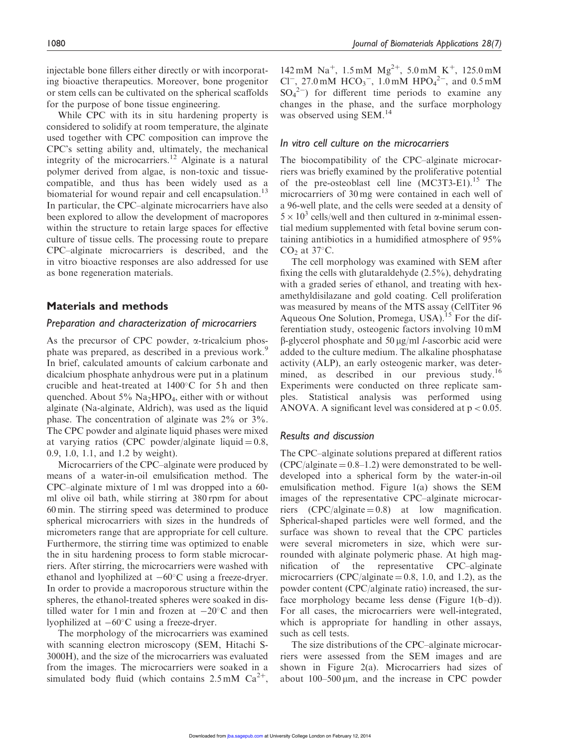injectable bone fillers either directly or with incorporating bioactive therapeutics. Moreover, bone progenitor or stem cells can be cultivated on the spherical scaffolds for the purpose of bone tissue engineering.

While CPC with its in situ hardening property is considered to solidify at room temperature, the alginate used together with CPC composition can improve the CPC's setting ability and, ultimately, the mechanical integrity of the microcarriers.[12] Alginate is a natural polymer derived from algae, is non-toxic and tissue-compatible, and thus has been widely used as a biomaterial for wound repair and cell encapsulation.[13] In particular, the CPC–alginate microcarriers have also been explored to allow the development of macropores within the structure to retain large spaces for effective culture of tissue cells. The processing route to prepare CPC–alginate microcarriers is described, and the in vitro bioactive responses are also addressed for use as bone regeneration materials.

## Materials and methods

### Preparation and characterization of microcarriers

As the precursor of CPC powder, α-tricalcium phosphate was prepared, as described in a previous work.[9] In brief, calculated amounts of calcium carbonate and dicalcium phosphate anhydrous were put in a platinum crucible and heat-treated at 1400°C for 5 h and then quenched. About 5% $Na_2HPO_4$, either with or without alginate (Na-alginate, Aldrich), was used as the liquid phase. The concentration of alginate was 2% or 3%. The CPC powder and alginate liquid phases were mixed at varying ratios (CPC powder/alginate liquid = 0.8, 0.9, 1.0, 1.1, and 1.2 by weight).

Microcarriers of the CPC–alginate were produced by means of a water-in-oil emulsification method. The CPC–alginate mixture of 1 ml was dropped into a 60-ml olive oil bath, while stirring at 380 rpm for about 60 min. The stirring speed was determined to produce spherical microcarriers with sizes in the hundreds of micrometers range that are appropriate for cell culture. Furthermore, the stirring time was optimized to enable the in situ hardening process to form stable microcarriers. After stirring, the microcarriers were washed with ethanol and lyophilized at −60°C using a freeze-dryer. In order to provide a macroporous structure within the spheres, the ethanol-treated spheres were soaked in distilled water for 1 min and frozen at −20°C and then lyophilized at −60°C using a freeze-dryer.

The morphology of the microcarriers was examined with scanning electron microscopy (SEM, Hitachi S-3000H), and the size of the microcarriers was evaluated from the images. The microcarriers were soaked in a simulated body fluid (which contains 2.5 mM $Ca^{2+}$, 142 mM $Na^{+}$, 1.5 mM $Mg^{2+}$, 5.0 mM $K^{+}$, 125.0 mM $Cl^{-}$, 27.0 mM $HCO_3^{-}$, 1.0 mM $HPO_4^{2-}$, and 0.5 mM $SO_4^{2-}$) for different time periods to examine any changes in the phase, and the surface morphology was observed using SEM.[14]

### In vitro cell culture on the microcarriers

The biocompatibility of the CPC–alginate microcarriers was briefly examined by the proliferative potential of the pre-osteoblast cell line (MC3T3-E1).[15] The microcarriers of 30 mg were contained in each well of a 96-well plate, and the cells were seeded at a density of $5 \times 10^3$ cells/well and then cultured in α-minimal essential medium supplemented with fetal bovine serum containing antibiotics in a humidified atmosphere of 95% $CO_2$ at 37°C.

The cell morphology was examined with SEM after fixing the cells with glutaraldehyde (2.5%), dehydrating with a graded series of ethanol, and treating with hexamethyldisilazane and gold coating. Cell proliferation was measured by means of the MTS assay (CellTiter 96 Aqueous One Solution, Promega, USA).[15] For the differentiation study, osteogenic factors involving 10 mM β-glycerol phosphate and 50 μg/ml *l*-ascorbic acid were added to the culture medium. The alkaline phosphatase activity (ALP), an early osteogenic marker, was determined, as described in our previous study.[16] Experiments were conducted on three replicate samples. Statistical analysis was performed using ANOVA. A significant level was considered at $p < 0.05$.

### Results and discussion

The CPC–alginate solutions prepared at different ratios (CPC/alginate = 0.8–1.2) were demonstrated to be well-developed into a spherical form by the water-in-oil emulsification method. Figure 1(a) shows the SEM images of the representative CPC–alginate microcarriers (CPC/alginate = 0.8) at low magnification. Spherical-shaped particles were well formed, and the surface was shown to reveal that the CPC particles were several micrometers in size, which were surrounded with alginate polymeric phase. At high magnification of the representative CPC–alginate microcarriers (CPC/alginate = 0.8, 1.0, and 1.2), as the powder content (CPC/alginate ratio) increased, the surface morphology became less dense (Figure 1(b–d)). For all cases, the microcarriers were well-integrated, which is appropriate for handling in other assays, such as cell tests.

The size distributions of the CPC–alginate microcarriers were assessed from the SEM images and are shown in Figure 2(a). Microcarriers had sizes of about 100–500 μm, and the increase in CPC powder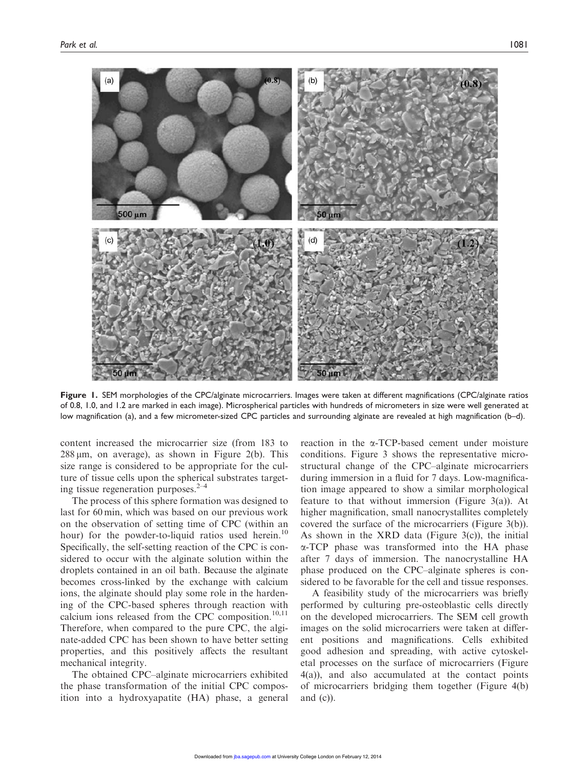**Figure 1.** SEM morphologies of the CPC/alginate microcarriers. Images were taken at different magnifications (CPC/alginate ratios of 0.8, 1.0, and 1.2 are marked in each image). Microspherical particles with hundreds of micrometers in size were well generated at low magnification (a), and a few micrometer-sized CPC particles and surrounding alginate are revealed at high magnification (b–d).

content increased the microcarrier size (from 183 to 288 μm, on average), as shown in Figure 2(b). This size range is considered to be appropriate for the culture of tissue cells upon the spherical substrates targeting tissue regeneration purposes.[2–4]

The process of this sphere formation was designed to last for 60 min, which was based on our previous work on the observation of setting time of CPC (within an hour) for the powder-to-liquid ratios used herein.[10] Specifically, the self-setting reaction of the CPC is considered to occur with the alginate solution within the droplets contained in an oil bath. Because the alginate becomes cross-linked by the exchange with calcium ions, the alginate should play some role in the hardening of the CPC-based spheres through reaction with calcium ions released from the CPC composition.[10,11] Therefore, when compared to the pure CPC, the alginate-added CPC has been shown to have better setting properties, and this positively affects the resultant mechanical integrity.

The obtained CPC–alginate microcarriers exhibited the phase transformation of the initial CPC composition into a hydroxyapatite (HA) phase, a general reaction in the α-TCP-based cement under moisture conditions. Figure 3 shows the representative microstructural change of the CPC–alginate microcarriers during immersion in a fluid for 7 days. Low-magnification image appeared to show a similar morphological feature to that without immersion (Figure 3(a)). At higher magnification, small nanocrystallites completely covered the surface of the microcarriers (Figure 3(b)). As shown in the XRD data (Figure 3(c)), the initial α-TCP phase was transformed into the HA phase after 7 days of immersion. The nanocrystalline HA phase produced on the CPC–alginate spheres is considered to be favorable for the cell and tissue responses.

A feasibility study of the microcarriers was briefly performed by culturing pre-osteoblastic cells directly on the developed microcarriers. The SEM cell growth images on the solid microcarriers were taken at different positions and magnifications. Cells exhibited good adhesion and spreading, with active cytoskeletal processes on the surface of microcarriers (Figure 4(a)), and also accumulated at the contact points of microcarriers bridging them together (Figure 4(b) and (c)).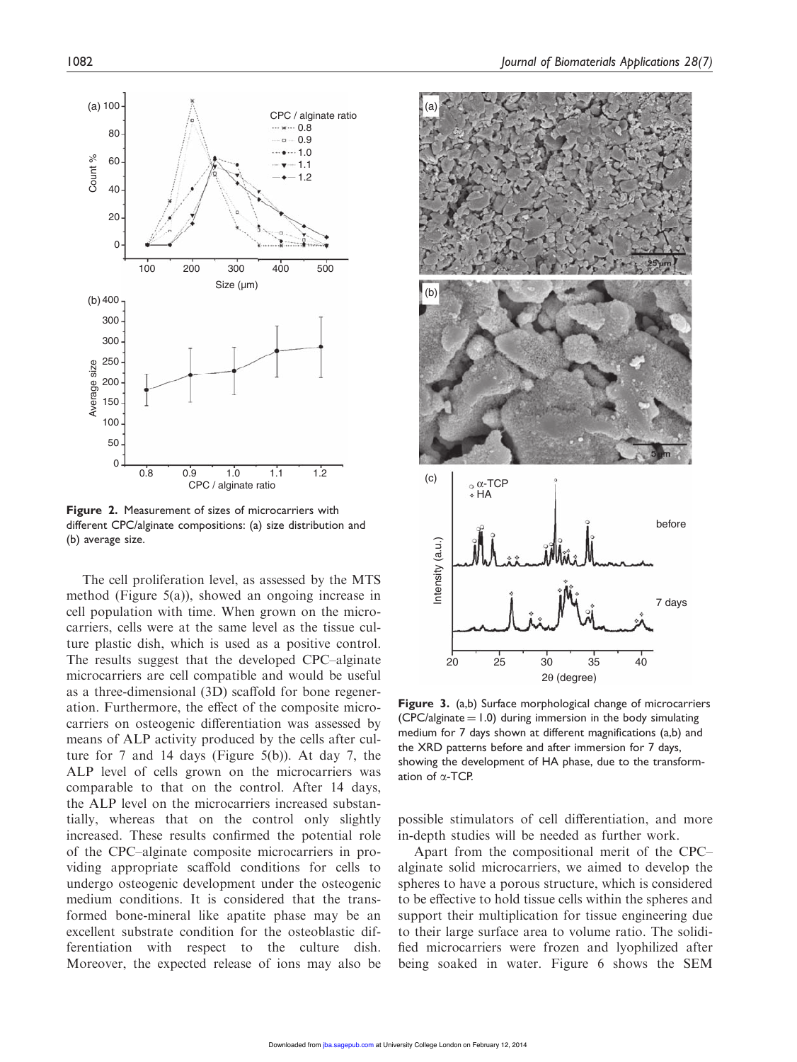**Figure 2.** Measurement of sizes of microcarriers with different CPC/alginate compositions: (a) size distribution and (b) average size.

The cell proliferation level, as assessed by the MTS method (Figure 5(a)), showed an ongoing increase in cell population with time. When grown on the microcarriers, cells were at the same level as the tissue culture plastic dish, which is used as a positive control. The results suggest that the developed CPC–alginate microcarriers are cell compatible and would be useful as a three-dimensional (3D) scaffold for bone regeneration. Furthermore, the effect of the composite microcarriers on osteogenic differentiation was assessed by means of ALP activity produced by the cells after culture for 7 and 14 days (Figure 5(b)). At day 7, the ALP level of cells grown on the microcarriers was comparable to that on the control. After 14 days, the ALP level on the microcarriers increased substantially, whereas that on the control only slightly increased. These results confirmed the potential role of the CPC–alginate composite microcarriers in providing appropriate scaffold conditions for cells to undergo osteogenic development under the osteogenic medium conditions. It is considered that the transformed bone-mineral like apatite phase may be an excellent substrate condition for the osteoblastic differentiation with respect to the culture dish. Moreover, the expected release of ions may also be possible stimulators of cell differentiation, and more in-depth studies will be needed as further work.

**Figure 3.** (a,b) Surface morphological change of microcarriers (CPC/alginate = 1.0) during immersion in the body simulating medium for 7 days shown at different magnifications (a,b) and the XRD patterns before and after immersion for 7 days, showing the development of HA phase, due to the transformation of α-TCP.

Apart from the compositional merit of the CPC–alginate solid microcarriers, we aimed to develop the spheres to have a porous structure, which is considered to be effective to hold tissue cells within the spheres and support their multiplication for tissue engineering due to their large surface area to volume ratio. The solidified microcarriers were frozen and lyophilized after being soaked in water. Figure 6 shows the SEM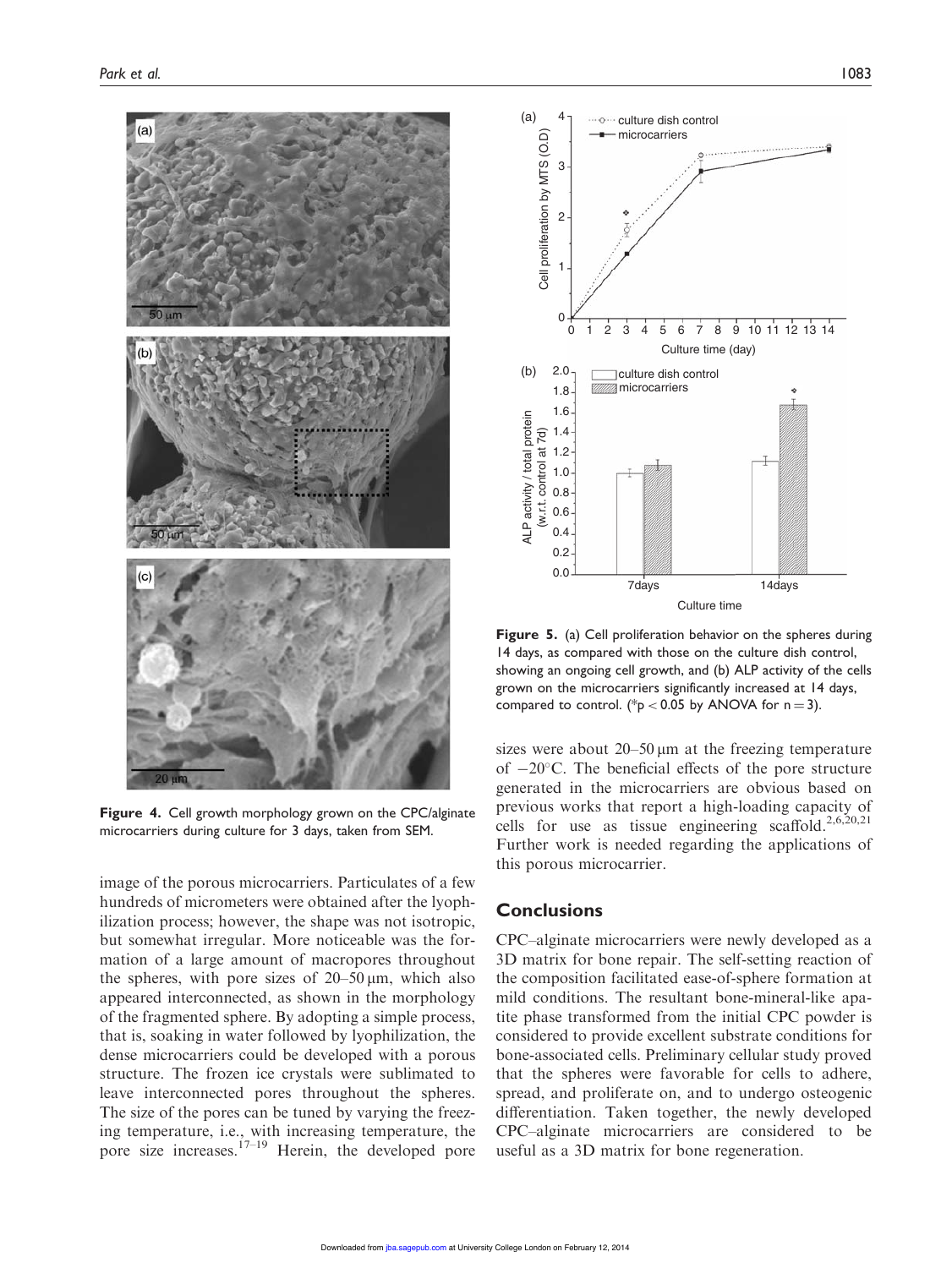**Figure 4.** Cell growth morphology grown on the CPC/alginate microcarriers during culture for 3 days, taken from SEM.

image of the porous microcarriers. Particulates of a few hundreds of micrometers were obtained after the lyophilization process; however, the shape was not isotropic, but somewhat irregular. More noticeable was the formation of a large amount of macropores throughout the spheres, with pore sizes of 20–50 μm, which also appeared interconnected, as shown in the morphology of the fragmented sphere. By adopting a simple process, that is, soaking in water followed by lyophilization, the dense microcarriers could be developed with a porous structure. The frozen ice crystals were sublimated to leave interconnected pores throughout the spheres. The size of the pores can be tuned by varying the freezing temperature, i.e., with increasing temperature, the pore size increases.[17–19] Herein, the developed pore sizes were about 20–50 μm at the freezing temperature of −20°C. The beneficial effects of the pore structure generated in the microcarriers are obvious based on previous works that report a high-loading capacity of cells for use as tissue engineering scaffold.[2,6,20,21] Further work is needed regarding the applications of this porous microcarrier.

**Figure 5.** (a) Cell proliferation behavior on the spheres during 14 days, as compared with those on the culture dish control, showing an ongoing cell growth, and (b) ALP activity of the cells grown on the microcarriers significantly increased at 14 days, compared to control. (*$p < 0.05$ by ANOVA for $n = 3$).

## Conclusions

CPC–alginate microcarriers were newly developed as a 3D matrix for bone repair. The self-setting reaction of the composition facilitated ease-of-sphere formation at mild conditions. The resultant bone-mineral-like apatite phase transformed from the initial CPC powder is considered to provide excellent substrate conditions for bone-associated cells. Preliminary cellular study proved that the spheres were favorable for cells to adhere, spread, and proliferate on, and to undergo osteogenic differentiation. Taken together, the newly developed CPC–alginate microcarriers are considered to be useful as a 3D matrix for bone regeneration.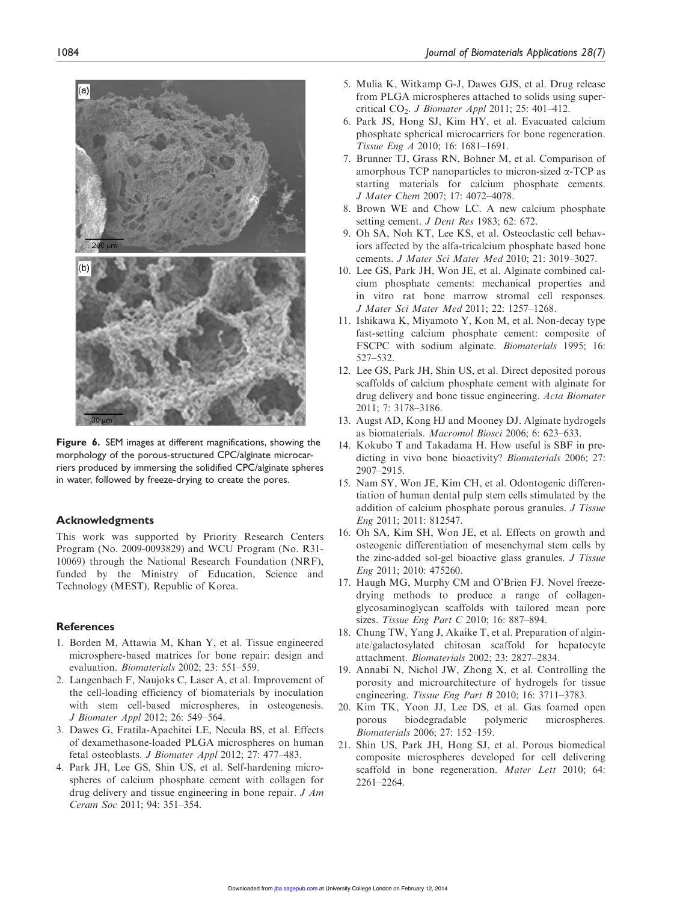(a)

200 μm

(b)

30 μm

**Figure 6.** SEM images at different magnifications, showing the morphology of the porous-structured CPC/alginate microcarriers produced by immersing the solidified CPC/alginate spheres in water, followed by freeze-drying to create the pores.

## Acknowledgments

This work was supported by Priority Research Centers Program (No. 2009-0093829) and WCU Program (No. R31-10069) through the National Research Foundation (NRF), funded by the Ministry of Education, Science and Technology (MEST), Republic of Korea.

## References

1. Borden M, Attawia M, Khan Y, et al. Tissue engineered microsphere-based matrices for bone repair: design and evaluation. *Biomaterials* 2002; 23: 551–559.
2. Langenbach F, Naujoks C, Laser A, et al. Improvement of the cell-loading efficiency of biomaterials by inoculation with stem cell-based microspheres, in osteogenesis. *J Biomater Appl* 2012; 26: 549–564.
3. Dawes G, Fratila-Apachitei LE, Necula BS, et al. Effects of dexamethasone-loaded PLGA microspheres on human fetal osteoblasts. *J Biomater Appl* 2012; 27: 477–483.
4. Park JH, Lee GS, Shin US, et al. Self-hardening microspheres of calcium phosphate cement with collagen for drug delivery and tissue engineering in bone repair. *J Am Ceram Soc* 2011; 94: 351–354.
5. Mulia K, Witkamp G-J, Dawes GJS, et al. Drug release from PLGA microspheres attached to solids using supercritical $CO_2$. *J Biomater Appl* 2011; 25: 401–412.
6. Park JS, Hong SJ, Kim HY, et al. Evacuated calcium phosphate spherical microcarriers for bone regeneration. *Tissue Eng A* 2010; 16: 1681–1691.
7. Brunner TJ, Grass RN, Bohner M, et al. Comparison of amorphous TCP nanoparticles to micron-sized α-TCP as starting materials for calcium phosphate cements. *J Mater Chem* 2007; 17: 4072–4078.
8. Brown WE and Chow LC. A new calcium phosphate setting cement. *J Dent Res* 1983; 62: 672.
9. Oh SA, Noh KT, Lee KS, et al. Osteoclastic cell behaviors affected by the alfa-tricalcium phosphate based bone cements. *J Mater Sci Mater Med* 2010; 21: 3019–3027.
10. Lee GS, Park JH, Won JE, et al. Alginate combined calcium phosphate cements: mechanical properties and in vitro rat bone marrow stromal cell responses. *J Mater Sci Mater Med* 2011; 22: 1257–1268.
11. Ishikawa K, Miyamoto Y, Kon M, et al. Non-decay type fast-setting calcium phosphate cement: composite of FSCPC with sodium alginate. *Biomaterials* 1995; 16: 527–532.
12. Lee GS, Park JH, Shin US, et al. Direct deposited porous scaffolds of calcium phosphate cement with alginate for drug delivery and bone tissue engineering. *Acta Biomater* 2011; 7: 3178–3186.
13. Augst AD, Kong HJ and Mooney DJ. Alginate hydrogels as biomaterials. *Macromol Biosci* 2006; 6: 623–633.
14. Kokubo T and Takadama H. How useful is SBF in predicting in vivo bone bioactivity? *Biomaterials* 2006; 27: 2907–2915.
15. Nam SY, Won JE, Kim CH, et al. Odontogenic differentiation of human dental pulp stem cells stimulated by the addition of calcium phosphate porous granules. *J Tissue Eng* 2011; 2011: 812547.
16. Oh SA, Kim SH, Won JE, et al. Effects on growth and osteogenic differentiation of mesenchymal stem cells by the zinc-added sol-gel bioactive glass granules. *J Tissue Eng* 2011; 2010: 475260.
17. Haugh MG, Murphy CM and O'Brien FJ. Novel freeze-drying methods to produce a range of collagen-glycosaminoglycan scaffolds with tailored mean pore sizes. *Tissue Eng Part C* 2010; 16: 887–894.
18. Chung TW, Yang J, Akaike T, et al. Preparation of alginate/galactosylated chitosan scaffold for hepatocyte attachment. *Biomaterials* 2002; 23: 2827–2834.
19. Annabi N, Nichol JW, Zhong X, et al. Controlling the porosity and microarchitecture of hydrogels for tissue engineering. *Tissue Eng Part B* 2010; 16: 3711–3783.
20. Kim TK, Yoon JJ, Lee DS, et al. Gas foamed open porous biodegradable polymeric microspheres. *Biomaterials* 2006; 27: 152–159.
21. Shin US, Park JH, Hong SJ, et al. Porous biomedical composite microspheres developed for cell delivering scaffold in bone regeneration. *Mater Lett* 2010; 64: 2261–2264.